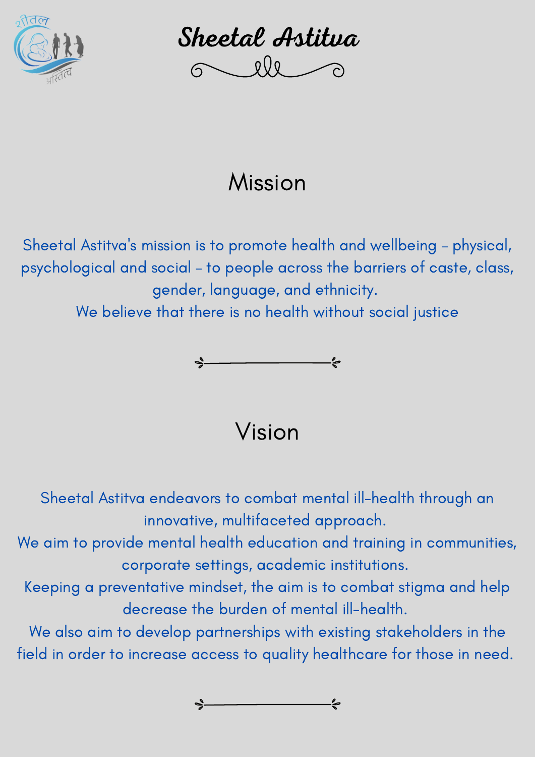# Sheetal Astitva

## Mission

Sheetal Astitva's mission is to promote health and wellbeing - physical, psychological and social - to people across the barriers of caste, class, gender, language, and ethnicity.
We believe that there is no health without social justice

## Vision

Sheetal Astitva endeavors to combat mental ill-health through an innovative, multifaceted approach.
We aim to provide mental health education and training in communities, corporate settings, academic institutions.
Keeping a preventative mindset, the aim is to combat stigma and help decrease the burden of mental ill-health.
We also aim to develop partnerships with existing stakeholders in the field in order to increase access to quality healthcare for those in need.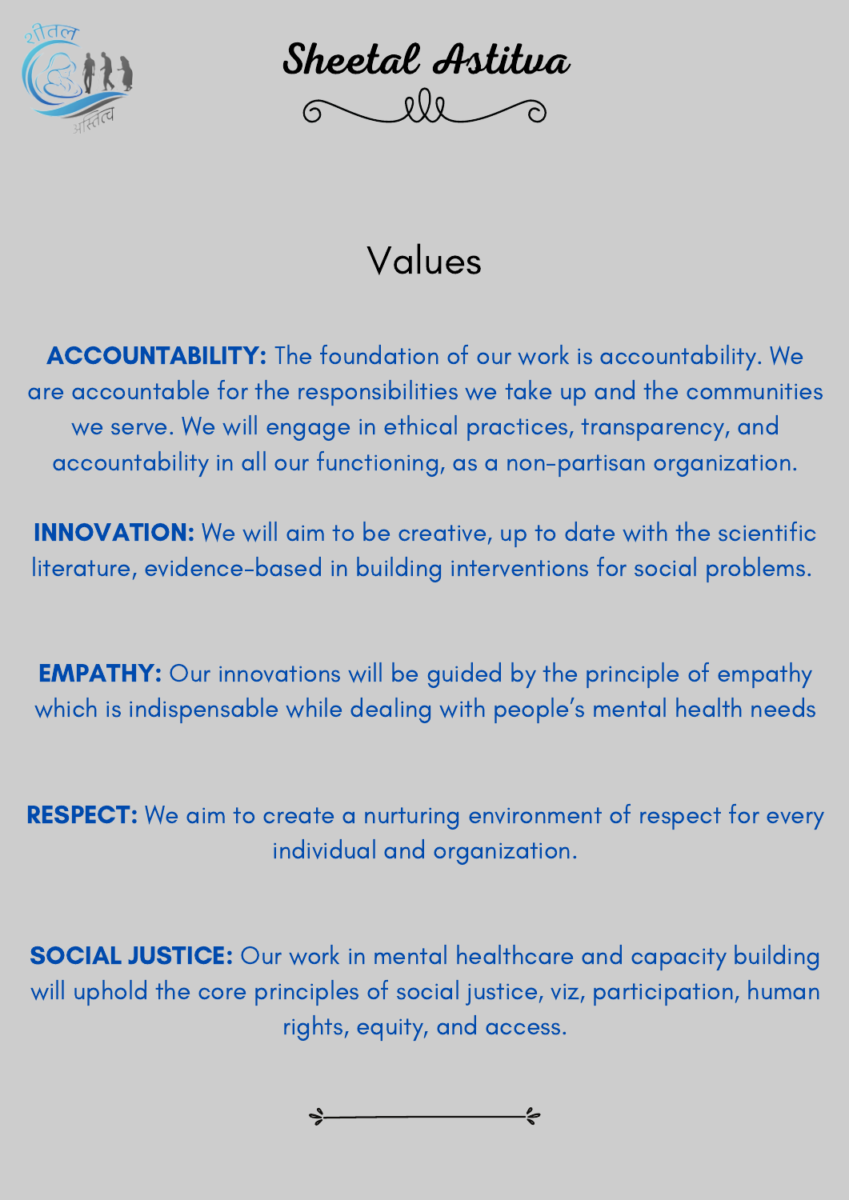# Sheetal Astitva

## Values

**ACCOUNTABILITY:** The foundation of our work is accountability. We are accountable for the responsibilities we take up and the communities we serve. We will engage in ethical practices, transparency, and accountability in all our functioning, as a non-partisan organization.

**INNOVATION:** We will aim to be creative, up to date with the scientific literature, evidence-based in building interventions for social problems.

**EMPATHY:** Our innovations will be guided by the principle of empathy which is indispensable while dealing with people's mental health needs

**RESPECT:** We aim to create a nurturing environment of respect for every individual and organization.

**SOCIAL JUSTICE:** Our work in mental healthcare and capacity building will uphold the core principles of social justice, viz, participation, human rights, equity, and access.